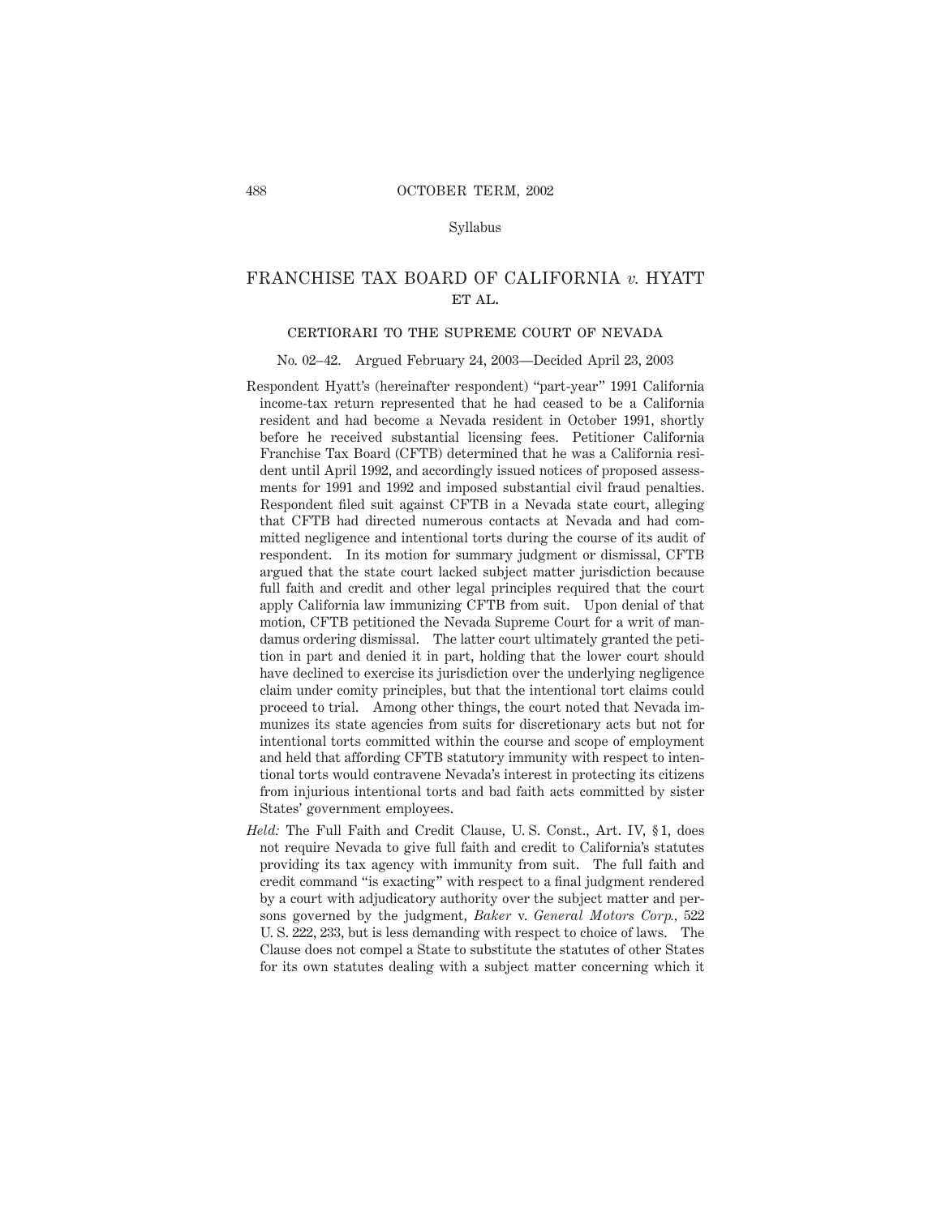Syllabus

# FRANCHISE TAX BOARD OF CALIFORNIA *v.* HYATT ET AL.

## CERTIORARI TO THE SUPREME COURT OF NEVADA

No. 02–42. Argued February 24, 2003—Decided April 23, 2003

Respondent Hyatt's (hereinafter respondent) "part-year" 1991 California income-tax return represented that he had ceased to be a California resident and had become a Nevada resident in October 1991, shortly before he received substantial licensing fees. Petitioner California Franchise Tax Board (CFTB) determined that he was a California resident until April 1992, and accordingly issued notices of proposed assessments for 1991 and 1992 and imposed substantial civil fraud penalties. Respondent filed suit against CFTB in a Nevada state court, alleging that CFTB had directed numerous contacts at Nevada and had committed negligence and intentional torts during the course of its audit of respondent. In its motion for summary judgment or dismissal, CFTB argued that the state court lacked subject matter jurisdiction because full faith and credit and other legal principles required that the court apply California law immunizing CFTB from suit. Upon denial of that motion, CFTB petitioned the Nevada Supreme Court for a writ of mandamus ordering dismissal. The latter court ultimately granted the petition in part and denied it in part, holding that the lower court should have declined to exercise its jurisdiction over the underlying negligence claim under comity principles, but that the intentional tort claims could proceed to trial. Among other things, the court noted that Nevada immunizes its state agencies from suits for discretionary acts but not for intentional torts committed within the course and scope of employment and held that affording CFTB statutory immunity with respect to intentional torts would contravene Nevada's interest in protecting its citizens from injurious intentional torts and bad faith acts committed by sister States' government employees.

*Held:* The Full Faith and Credit Clause, U. S. Const., Art. IV, § 1, does not require Nevada to give full faith and credit to California's statutes providing its tax agency with immunity from suit. The full faith and credit command "is exacting" with respect to a final judgment rendered by a court with adjudicatory authority over the subject matter and persons governed by the judgment, *Baker* v. *General Motors Corp.*, 522 U. S. 222, 233, but is less demanding with respect to choice of laws. The Clause does not compel a State to substitute the statutes of other States for its own statutes dealing with a subject matter concerning which it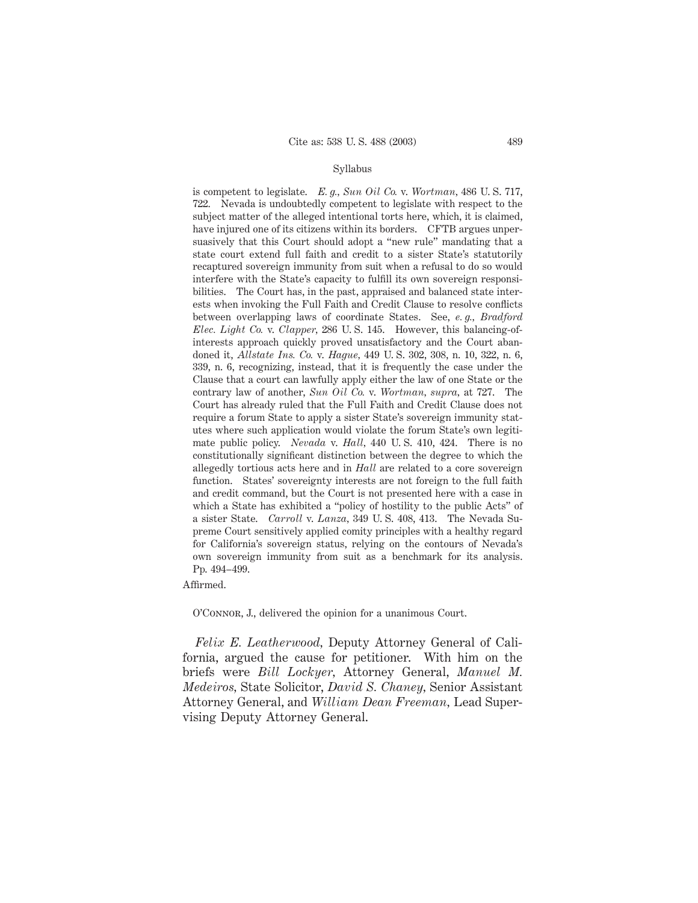is competent to legislate. *E. g., Sun Oil Co.* v. *Wortman*, 486 U. S. 717, 722. Nevada is undoubtedly competent to legislate with respect to the subject matter of the alleged intentional torts here, which, it is claimed, have injured one of its citizens within its borders. CFTB argues unpersuasively that this Court should adopt a "new rule" mandating that a state court extend full faith and credit to a sister State's statutorily recaptured sovereign immunity from suit when a refusal to do so would interfere with the State's capacity to fulfill its own sovereign responsibilities. The Court has, in the past, appraised and balanced state interests when invoking the Full Faith and Credit Clause to resolve conflicts between overlapping laws of coordinate States. See, *e. g., Bradford Elec. Light Co.* v. *Clapper*, 286 U. S. 145. However, this balancing-of-interests approach quickly proved unsatisfactory and the Court abandoned it, *Allstate Ins. Co.* v. *Hague*, 449 U. S. 302, 308, n. 10, 322, n. 6, 339, n. 6, recognizing, instead, that it is frequently the case under the Clause that a court can lawfully apply either the law of one State or the contrary law of another, *Sun Oil Co.* v. *Wortman, supra*, at 727. The Court has already ruled that the Full Faith and Credit Clause does not require a forum State to apply a sister State's sovereign immunity statutes where such application would violate the forum State's own legitimate public policy. *Nevada* v. *Hall*, 440 U. S. 410, 424. There is no constitutionally significant distinction between the degree to which the allegedly tortious acts here and in *Hall* are related to a core sovereign function. States' sovereignty interests are not foreign to the full faith and credit command, but the Court is not presented here with a case in which a State has exhibited a "policy of hostility to the public Acts" of a sister State. *Carroll* v. *Lanza*, 349 U. S. 408, 413. The Nevada Supreme Court sensitively applied comity principles with a healthy regard for California's sovereign status, relying on the contours of Nevada's own sovereign immunity from suit as a benchmark for its analysis. Pp. 494–499.

Affirmed.

O'Connor, J., delivered the opinion for a unanimous Court.

*Felix E. Leatherwood*, Deputy Attorney General of California, argued the cause for petitioner. With him on the briefs were *Bill Lockyer*, Attorney General, *Manuel M. Medeiros*, State Solicitor, *David S. Chaney*, Senior Assistant Attorney General, and *William Dean Freeman*, Lead Supervising Deputy Attorney General.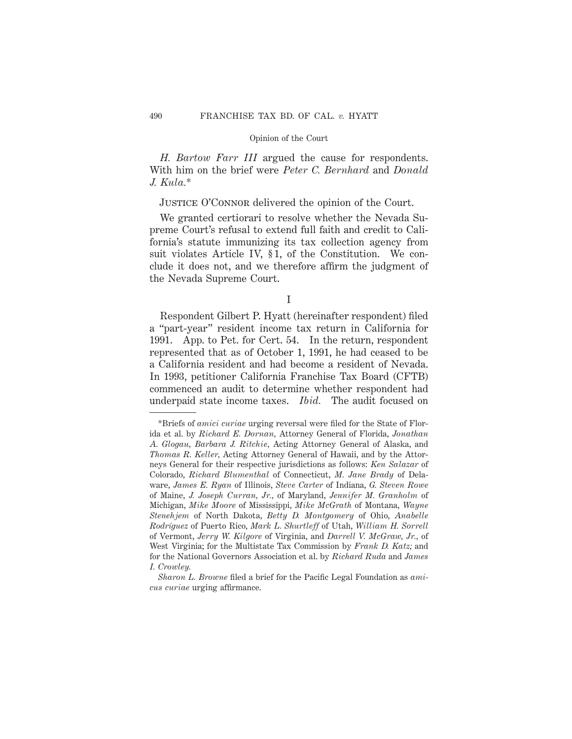*H. Bartow Farr III* argued the cause for respondents. With him on the brief were *Peter C. Bernhard* and *Donald J. Kula.*\*

JUSTICE O'CONNOR delivered the opinion of the Court.

We granted certiorari to resolve whether the Nevada Supreme Court's refusal to extend full faith and credit to California's statute immunizing its tax collection agency from suit violates Article IV, § 1, of the Constitution. We conclude it does not, and we therefore affirm the judgment of the Nevada Supreme Court.

I

Respondent Gilbert P. Hyatt (hereinafter respondent) filed a "part-year" resident income tax return in California for 1991. App. to Pet. for Cert. 54. In the return, respondent represented that as of October 1, 1991, he had ceased to be a California resident and had become a resident of Nevada. In 1993, petitioner California Franchise Tax Board (CFTB) commenced an audit to determine whether respondent had underpaid state income taxes. *Ibid.* The audit focused on

---

\*Briefs of *amici curiae* urging reversal were filed for the State of Florida et al. by *Richard E. Dornan*, Attorney General of Florida, *Jonathan A. Glogau*, *Barbara J. Ritchie*, Acting Attorney General of Alaska, and *Thomas R. Keller*, Acting Attorney General of Hawaii, and by the Attorneys General for their respective jurisdictions as follows: *Ken Salazar* of Colorado, *Richard Blumenthal* of Connecticut, *M. Jane Brady* of Delaware, *James E. Ryan* of Illinois, *Steve Carter* of Indiana, *G. Steven Rowe* of Maine, *J. Joseph Curran, Jr.*, of Maryland, *Jennifer M. Granholm* of Michigan, *Mike Moore* of Mississippi, *Mike McGrath* of Montana, *Wayne Stenehjem* of North Dakota, *Betty D. Montgomery* of Ohio, *Anabelle Rodríguez* of Puerto Rico, *Mark L. Shurtleff* of Utah, *William H. Sorrell* of Vermont, *Jerry W. Kilgore* of Virginia, and *Darrell V. McGraw, Jr.*, of West Virginia; for the Multistate Tax Commission by *Frank D. Katz;* and for the National Governors Association et al. by *Richard Ruda* and *James I. Crowley.*

*Sharon L. Browne* filed a brief for the Pacific Legal Foundation as *amicus curiae* urging affirmance.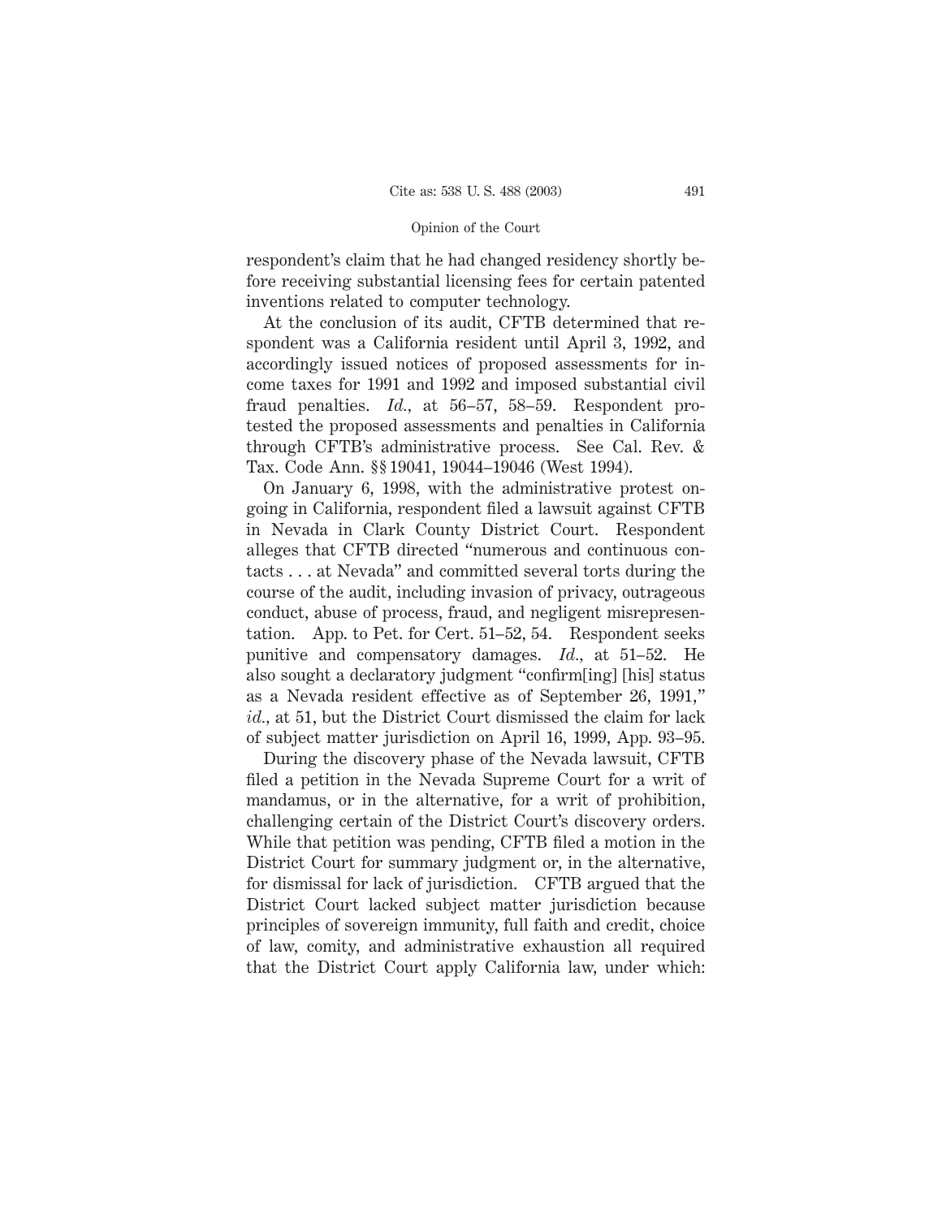respondent's claim that he had changed residency shortly before receiving substantial licensing fees for certain patented inventions related to computer technology.

At the conclusion of its audit, CFTB determined that respondent was a California resident until April 3, 1992, and accordingly issued notices of proposed assessments for income taxes for 1991 and 1992 and imposed substantial civil fraud penalties. *Id.*, at 56–57, 58–59. Respondent protested the proposed assessments and penalties in California through CFTB's administrative process. See Cal. Rev. & Tax. Code Ann. §§ 19041, 19044–19046 (West 1994).

On January 6, 1998, with the administrative protest ongoing in California, respondent filed a lawsuit against CFTB in Nevada in Clark County District Court. Respondent alleges that CFTB directed "numerous and continuous contacts . . . at Nevada" and committed several torts during the course of the audit, including invasion of privacy, outrageous conduct, abuse of process, fraud, and negligent misrepresentation. App. to Pet. for Cert. 51–52, 54. Respondent seeks punitive and compensatory damages. *Id.*, at 51–52. He also sought a declaratory judgment "confirm[ing] [his] status as a Nevada resident effective as of September 26, 1991," *id.*, at 51, but the District Court dismissed the claim for lack of subject matter jurisdiction on April 16, 1999, App. 93–95.

During the discovery phase of the Nevada lawsuit, CFTB filed a petition in the Nevada Supreme Court for a writ of mandamus, or in the alternative, for a writ of prohibition, challenging certain of the District Court's discovery orders. While that petition was pending, CFTB filed a motion in the District Court for summary judgment or, in the alternative, for dismissal for lack of jurisdiction. CFTB argued that the District Court lacked subject matter jurisdiction because principles of sovereign immunity, full faith and credit, choice of law, comity, and administrative exhaustion all required that the District Court apply California law, under which: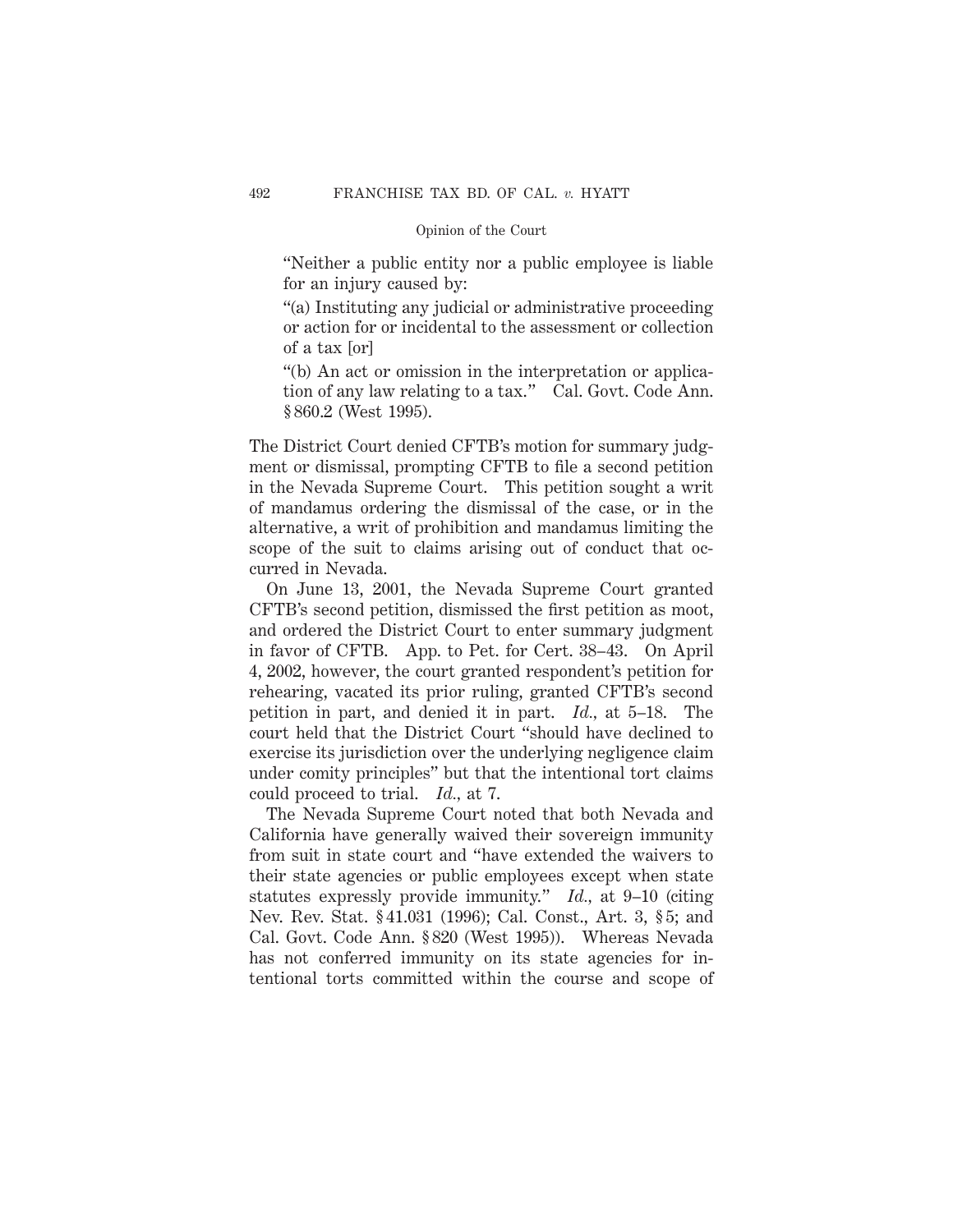"Neither a public entity nor a public employee is liable for an injury caused by:

"(a) Instituting any judicial or administrative proceeding or action for or incidental to the assessment or collection of a tax [or]

"(b) An act or omission in the interpretation or application of any law relating to a tax." Cal. Govt. Code Ann. § 860.2 (West 1995).

The District Court denied CFTB's motion for summary judgment or dismissal, prompting CFTB to file a second petition in the Nevada Supreme Court. This petition sought a writ of mandamus ordering the dismissal of the case, or in the alternative, a writ of prohibition and mandamus limiting the scope of the suit to claims arising out of conduct that occurred in Nevada.

On June 13, 2001, the Nevada Supreme Court granted CFTB's second petition, dismissed the first petition as moot, and ordered the District Court to enter summary judgment in favor of CFTB. App. to Pet. for Cert. 38–43. On April 4, 2002, however, the court granted respondent's petition for rehearing, vacated its prior ruling, granted CFTB's second petition in part, and denied it in part. *Id.*, at 5–18. The court held that the District Court "should have declined to exercise its jurisdiction over the underlying negligence claim under comity principles" but that the intentional tort claims could proceed to trial. *Id.*, at 7.

The Nevada Supreme Court noted that both Nevada and California have generally waived their sovereign immunity from suit in state court and "have extended the waivers to their state agencies or public employees except when state statutes expressly provide immunity." *Id.*, at 9–10 (citing Nev. Rev. Stat. § 41.031 (1996); Cal. Const., Art. 3, § 5; and Cal. Govt. Code Ann. § 820 (West 1995)). Whereas Nevada has not conferred immunity on its state agencies for intentional torts committed within the course and scope of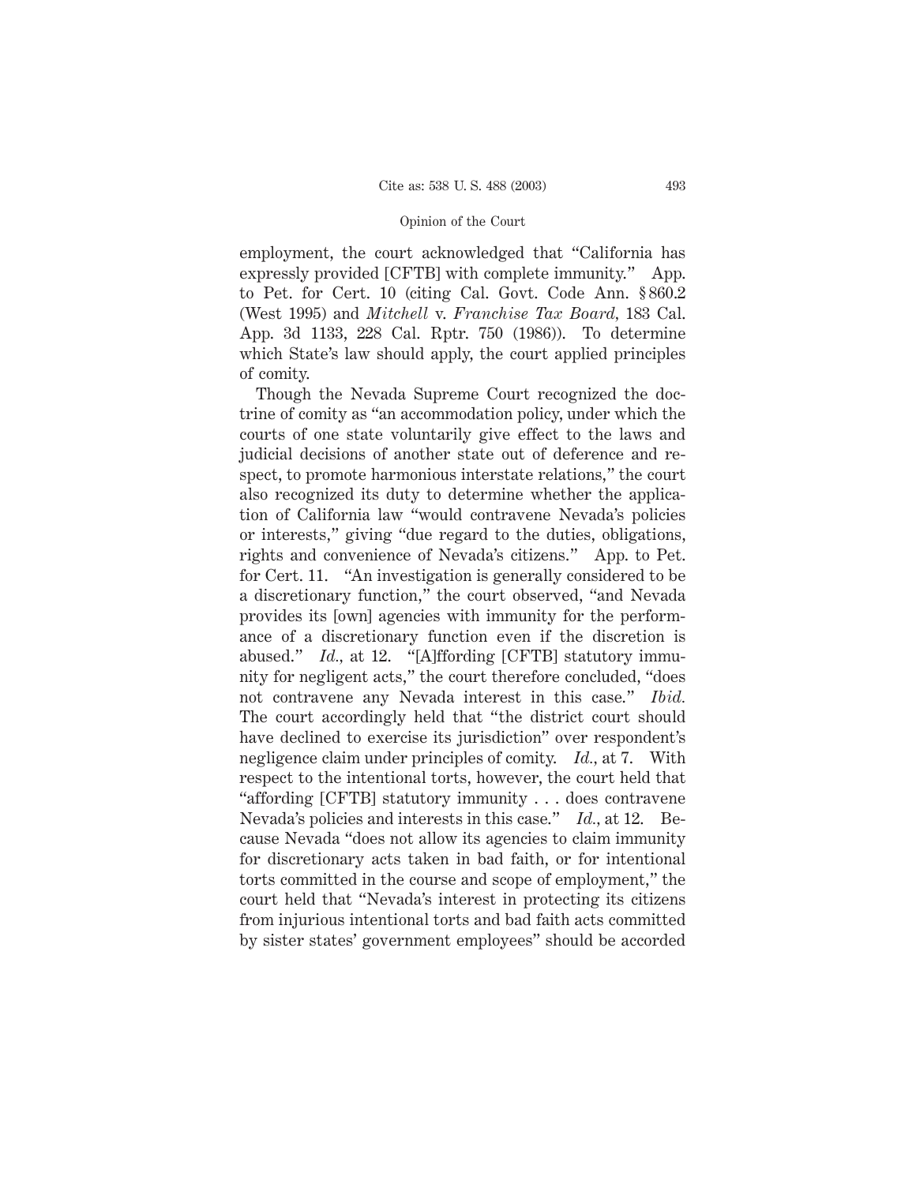employment, the court acknowledged that "California has expressly provided [CFTB] with complete immunity." App. to Pet. for Cert. 10 (citing Cal. Govt. Code Ann. § 860.2 (West 1995) and *Mitchell* v. *Franchise Tax Board,* 183 Cal. App. 3d 1133, 228 Cal. Rptr. 750 (1986)). To determine which State's law should apply, the court applied principles of comity.

Though the Nevada Supreme Court recognized the doctrine of comity as "an accommodation policy, under which the courts of one state voluntarily give effect to the laws and judicial decisions of another state out of deference and respect, to promote harmonious interstate relations," the court also recognized its duty to determine whether the application of California law "would contravene Nevada's policies or interests," giving "due regard to the duties, obligations, rights and convenience of Nevada's citizens." App. to Pet. for Cert. 11. "An investigation is generally considered to be a discretionary function," the court observed, "and Nevada provides its [own] agencies with immunity for the performance of a discretionary function even if the discretion is abused." *Id.,* at 12. "[A]ffording [CFTB] statutory immunity for negligent acts," the court therefore concluded, "does not contravene any Nevada interest in this case." *Ibid.* The court accordingly held that "the district court should have declined to exercise its jurisdiction" over respondent's negligence claim under principles of comity. *Id.,* at 7. With respect to the intentional torts, however, the court held that "affording [CFTB] statutory immunity . . . does contravene Nevada's policies and interests in this case." *Id.,* at 12. Because Nevada "does not allow its agencies to claim immunity for discretionary acts taken in bad faith, or for intentional torts committed in the course and scope of employment," the court held that "Nevada's interest in protecting its citizens from injurious intentional torts and bad faith acts committed by sister states' government employees" should be accorded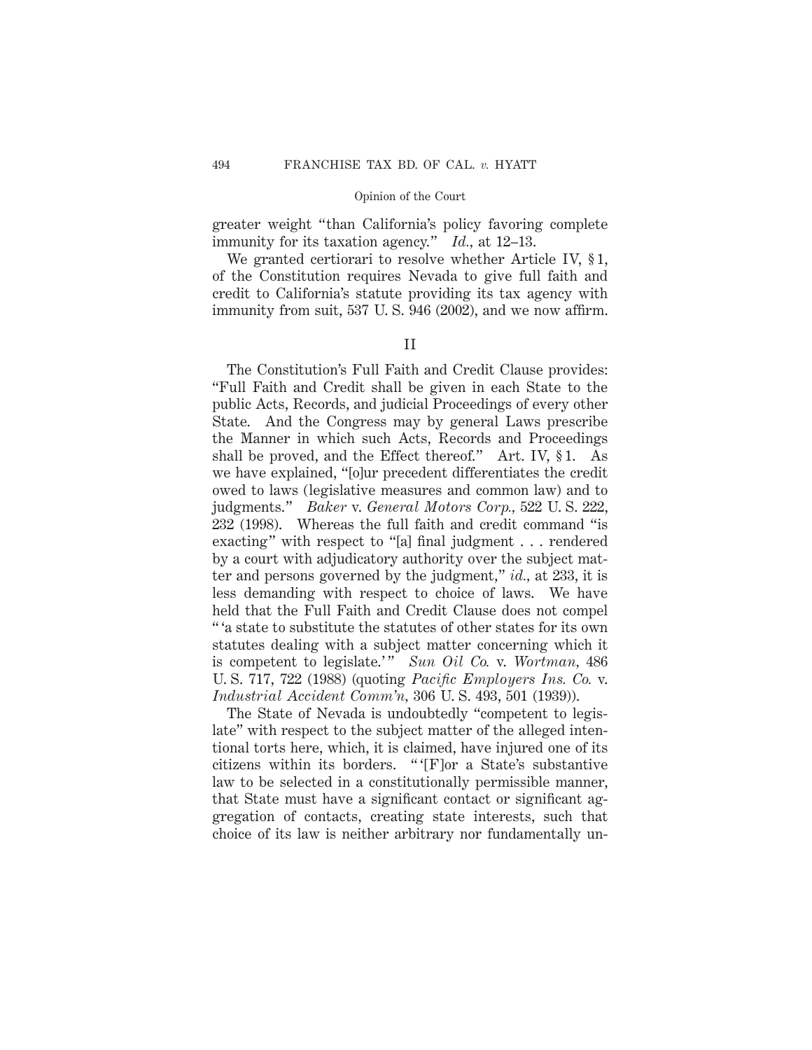greater weight "than California's policy favoring complete immunity for its taxation agency." *Id.*, at 12–13.

We granted certiorari to resolve whether Article IV, § 1, of the Constitution requires Nevada to give full faith and credit to California's statute providing its tax agency with immunity from suit, 537 U. S. 946 (2002), and we now affirm.

## II

The Constitution's Full Faith and Credit Clause provides: "Full Faith and Credit shall be given in each State to the public Acts, Records, and judicial Proceedings of every other State. And the Congress may by general Laws prescribe the Manner in which such Acts, Records and Proceedings shall be proved, and the Effect thereof." Art. IV, § 1. As we have explained, "[o]ur precedent differentiates the credit owed to laws (legislative measures and common law) and to judgments." *Baker* v. *General Motors Corp.*, 522 U. S. 222, 232 (1998). Whereas the full faith and credit command "is exacting" with respect to "[a] final judgment . . . rendered by a court with adjudicatory authority over the subject matter and persons governed by the judgment," *id.*, at 233, it is less demanding with respect to choice of laws. We have held that the Full Faith and Credit Clause does not compel " 'a state to substitute the statutes of other states for its own statutes dealing with a subject matter concerning which it is competent to legislate.' " *Sun Oil Co.* v. *Wortman*, 486 U. S. 717, 722 (1988) (quoting *Pacific Employers Ins. Co.* v. *Industrial Accident Comm'n*, 306 U. S. 493, 501 (1939)).

The State of Nevada is undoubtedly "competent to legislate" with respect to the subject matter of the alleged intentional torts here, which, it is claimed, have injured one of its citizens within its borders. " '[F]or a State's substantive law to be selected in a constitutionally permissible manner, that State must have a significant contact or significant aggregation of contacts, creating state interests, such that choice of its law is neither arbitrary nor fundamentally un-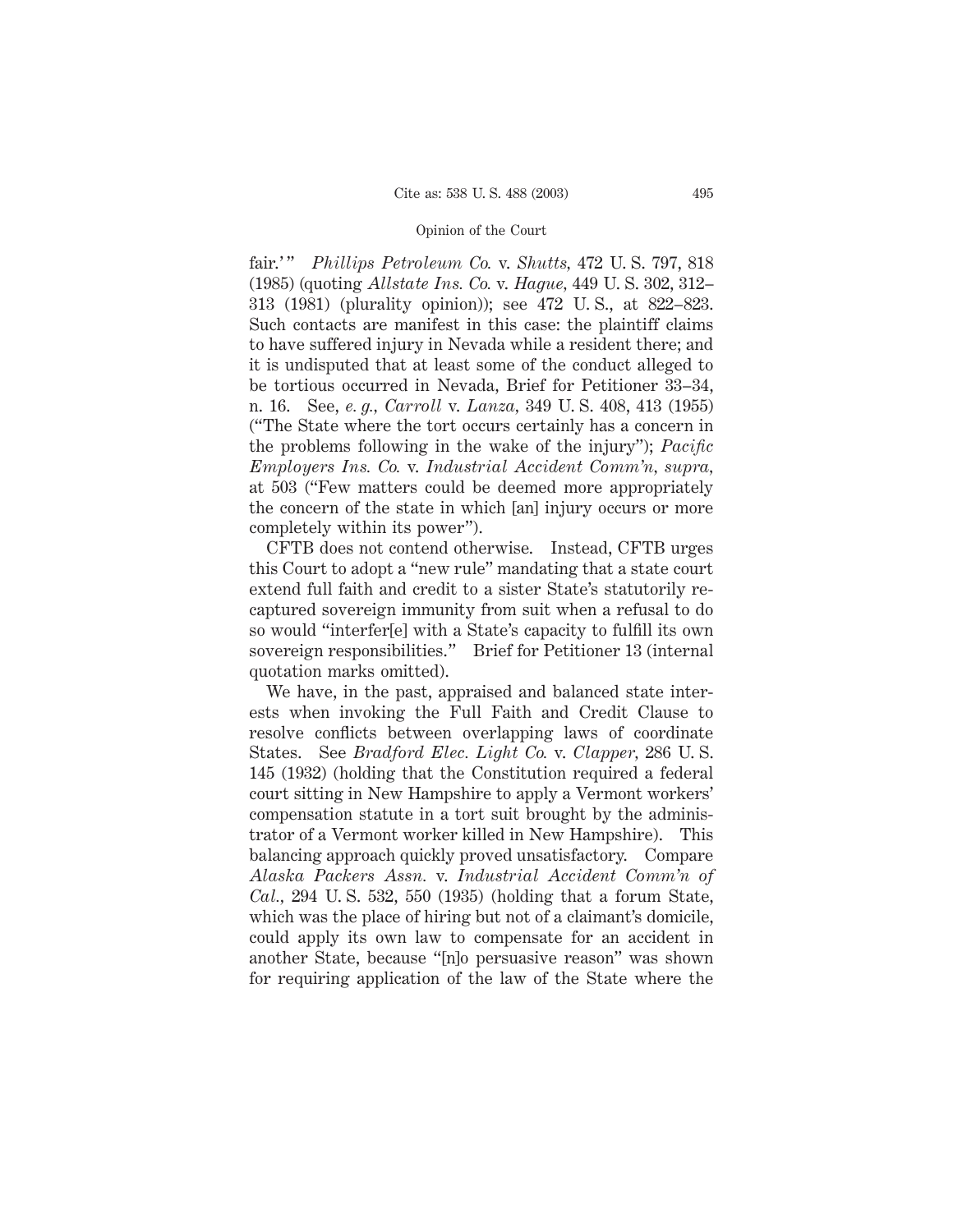fair.' " *Phillips Petroleum Co.* v. *Shutts,* 472 U. S. 797, 818 (1985) (quoting *Allstate Ins. Co.* v. *Hague,* 449 U. S. 302, 312–313 (1981) (plurality opinion)); see 472 U. S., at 822–823. Such contacts are manifest in this case: the plaintiff claims to have suffered injury in Nevada while a resident there; and it is undisputed that at least some of the conduct alleged to be tortious occurred in Nevada, Brief for Petitioner 33–34, n. 16. See, *e. g., Carroll* v. *Lanza,* 349 U. S. 408, 413 (1955) ("The State where the tort occurs certainly has a concern in the problems following in the wake of the injury"); *Pacific Employers Ins. Co.* v. *Industrial Accident Comm'n, supra,* at 503 ("Few matters could be deemed more appropriately the concern of the state in which [an] injury occurs or more completely within its power").

CFTB does not contend otherwise. Instead, CFTB urges this Court to adopt a "new rule" mandating that a state court extend full faith and credit to a sister State's statutorily recaptured sovereign immunity from suit when a refusal to do so would "interfer[e] with a State's capacity to fulfill its own sovereign responsibilities." Brief for Petitioner 13 (internal quotation marks omitted).

We have, in the past, appraised and balanced state interests when invoking the Full Faith and Credit Clause to resolve conflicts between overlapping laws of coordinate States. See *Bradford Elec. Light Co.* v. *Clapper,* 286 U. S. 145 (1932) (holding that the Constitution required a federal court sitting in New Hampshire to apply a Vermont workers' compensation statute in a tort suit brought by the administrator of a Vermont worker killed in New Hampshire). This balancing approach quickly proved unsatisfactory. Compare *Alaska Packers Assn.* v. *Industrial Accident Comm'n of Cal.,* 294 U. S. 532, 550 (1935) (holding that a forum State, which was the place of hiring but not of a claimant's domicile, could apply its own law to compensate for an accident in another State, because "[n]o persuasive reason" was shown for requiring application of the law of the State where the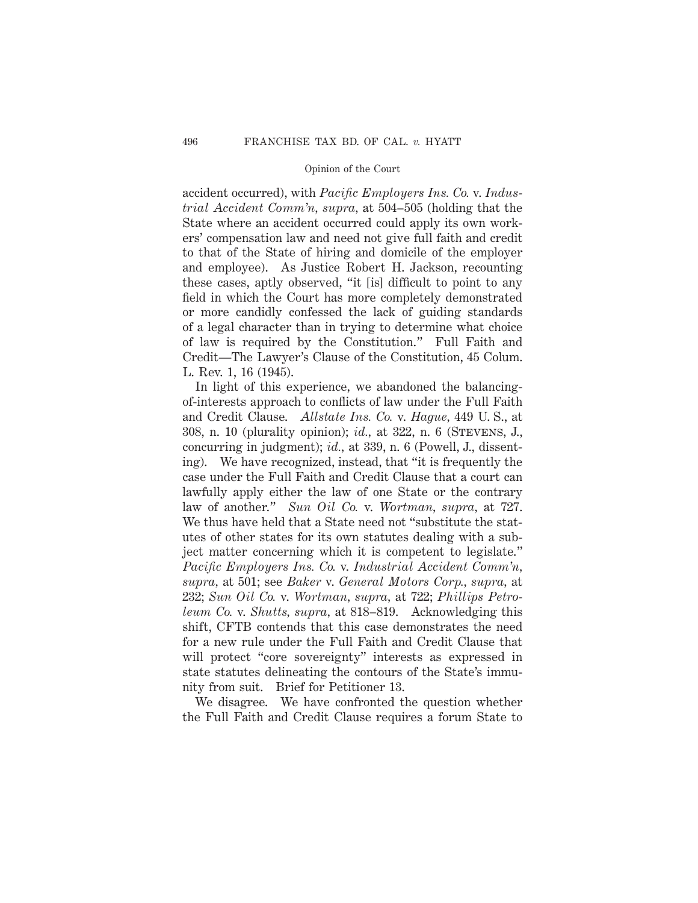accident occurred), with *Pacific Employers Ins. Co.* v. *Industrial Accident Comm'n*, *supra*, at 504–505 (holding that the State where an accident occurred could apply its own workers' compensation law and need not give full faith and credit to that of the State of hiring and domicile of the employer and employee). As Justice Robert H. Jackson, recounting these cases, aptly observed, "it [is] difficult to point to any field in which the Court has more completely demonstrated or more candidly confessed the lack of guiding standards of a legal character than in trying to determine what choice of law is required by the Constitution." Full Faith and Credit—The Lawyer's Clause of the Constitution, 45 Colum. L. Rev. 1, 16 (1945).

In light of this experience, we abandoned the balancing-of-interests approach to conflicts of law under the Full Faith and Credit Clause. *Allstate Ins. Co.* v. *Hague*, 449 U. S., at 308, n. 10 (plurality opinion); *id.*, at 322, n. 6 (Stevens, J., concurring in judgment); *id.*, at 339, n. 6 (Powell, J., dissenting). We have recognized, instead, that "it is frequently the case under the Full Faith and Credit Clause that a court can lawfully apply either the law of one State or the contrary law of another." *Sun Oil Co.* v. *Wortman*, *supra*, at 727. We thus have held that a State need not "substitute the statutes of other states for its own statutes dealing with a subject matter concerning which it is competent to legislate." *Pacific Employers Ins. Co.* v. *Industrial Accident Comm'n*, *supra*, at 501; see *Baker* v. *General Motors Corp.*, *supra*, at 232; *Sun Oil Co.* v. *Wortman*, *supra*, at 722; *Phillips Petroleum Co.* v. *Shutts*, *supra*, at 818–819. Acknowledging this shift, CFTB contends that this case demonstrates the need for a new rule under the Full Faith and Credit Clause that will protect "core sovereignty" interests as expressed in state statutes delineating the contours of the State's immunity from suit. Brief for Petitioner 13.

We disagree. We have confronted the question whether the Full Faith and Credit Clause requires a forum State to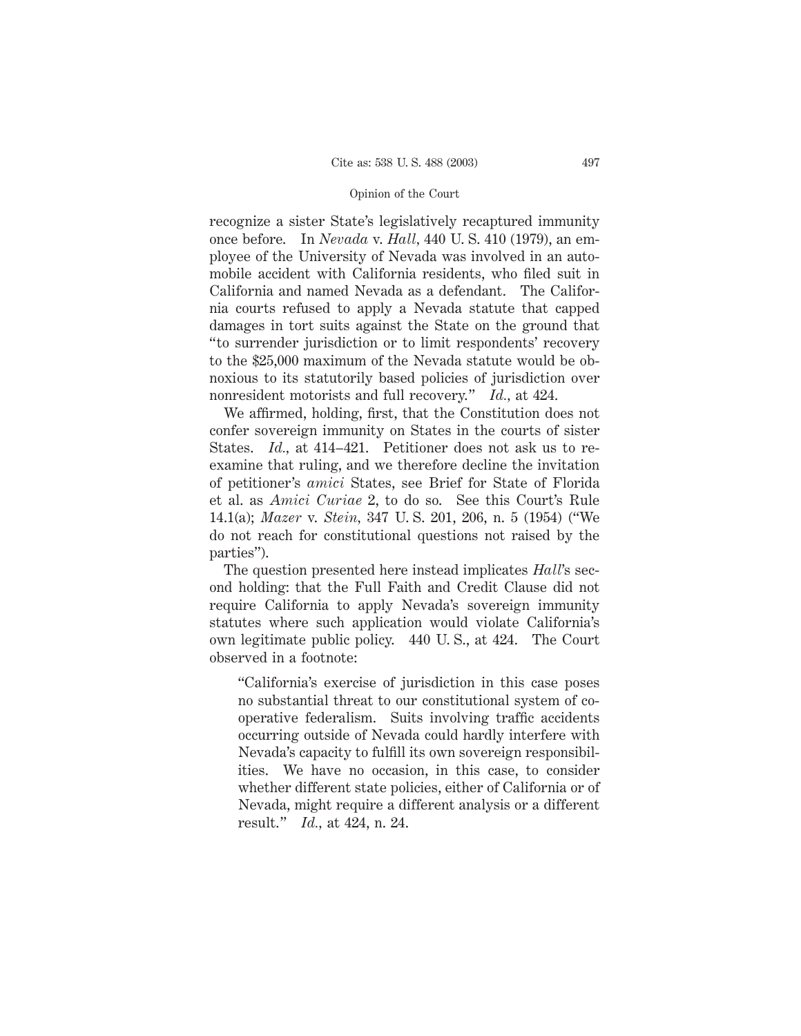recognize a sister State's legislatively recaptured immunity once before. In *Nevada* v. *Hall*, 440 U. S. 410 (1979), an employee of the University of Nevada was involved in an automobile accident with California residents, who filed suit in California and named Nevada as a defendant. The California courts refused to apply a Nevada statute that capped damages in tort suits against the State on the ground that "to surrender jurisdiction or to limit respondents' recovery to the $25,000 maximum of the Nevada statute would be obnoxious to its statutorily based policies of jurisdiction over nonresident motorists and full recovery." *Id.*, at 424.

We affirmed, holding, first, that the Constitution does not confer sovereign immunity on States in the courts of sister States. *Id.*, at 414–421. Petitioner does not ask us to reexamine that ruling, and we therefore decline the invitation of petitioner's *amici* States, see Brief for State of Florida et al. as *Amici Curiae* 2, to do so. See this Court's Rule 14.1(a); *Mazer* v. *Stein*, 347 U. S. 201, 206, n. 5 (1954) ("We do not reach for constitutional questions not raised by the parties").

The question presented here instead implicates *Hall*'s second holding: that the Full Faith and Credit Clause did not require California to apply Nevada's sovereign immunity statutes where such application would violate California's own legitimate public policy. 440 U. S., at 424. The Court observed in a footnote:

> "California's exercise of jurisdiction in this case poses no substantial threat to our constitutional system of cooperative federalism. Suits involving traffic accidents occurring outside of Nevada could hardly interfere with Nevada's capacity to fulfill its own sovereign responsibilities. We have no occasion, in this case, to consider whether different state policies, either of California or of Nevada, might require a different analysis or a different result." *Id.*, at 424, n. 24.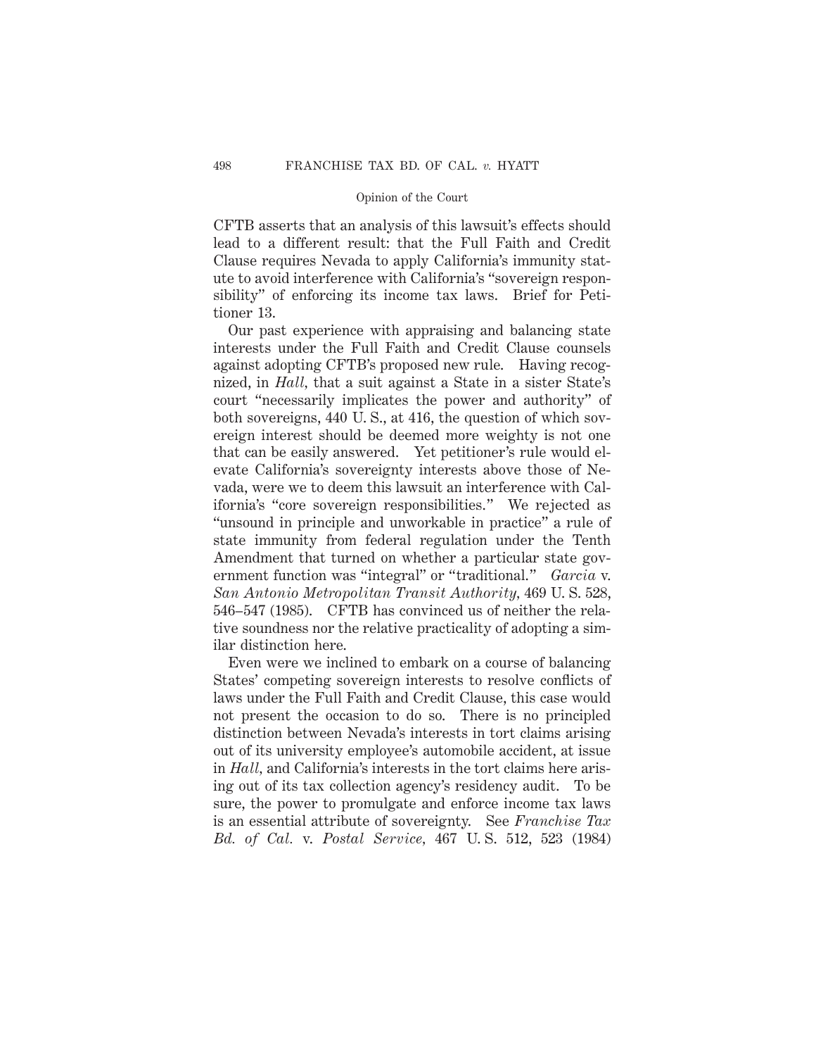CFTB asserts that an analysis of this lawsuit's effects should lead to a different result: that the Full Faith and Credit Clause requires Nevada to apply California's immunity statute to avoid interference with California's "sovereign responsibility" of enforcing its income tax laws. Brief for Petitioner 13.

Our past experience with appraising and balancing state interests under the Full Faith and Credit Clause counsels against adopting CFTB's proposed new rule. Having recognized, in *Hall*, that a suit against a State in a sister State's court "necessarily implicates the power and authority" of both sovereigns, 440 U. S., at 416, the question of which sovereign interest should be deemed more weighty is not one that can be easily answered. Yet petitioner's rule would elevate California's sovereignty interests above those of Nevada, were we to deem this lawsuit an interference with California's "core sovereign responsibilities." We rejected as "unsound in principle and unworkable in practice" a rule of state immunity from federal regulation under the Tenth Amendment that turned on whether a particular state government function was "integral" or "traditional." *Garcia* v. *San Antonio Metropolitan Transit Authority*, 469 U. S. 528, 546–547 (1985). CFTB has convinced us of neither the relative soundness nor the relative practicality of adopting a similar distinction here.

Even were we inclined to embark on a course of balancing States' competing sovereign interests to resolve conflicts of laws under the Full Faith and Credit Clause, this case would not present the occasion to do so. There is no principled distinction between Nevada's interests in tort claims arising out of its university employee's automobile accident, at issue in *Hall*, and California's interests in the tort claims here arising out of its tax collection agency's residency audit. To be sure, the power to promulgate and enforce income tax laws is an essential attribute of sovereignty. See *Franchise Tax Bd. of Cal.* v. *Postal Service*, 467 U. S. 512, 523 (1984)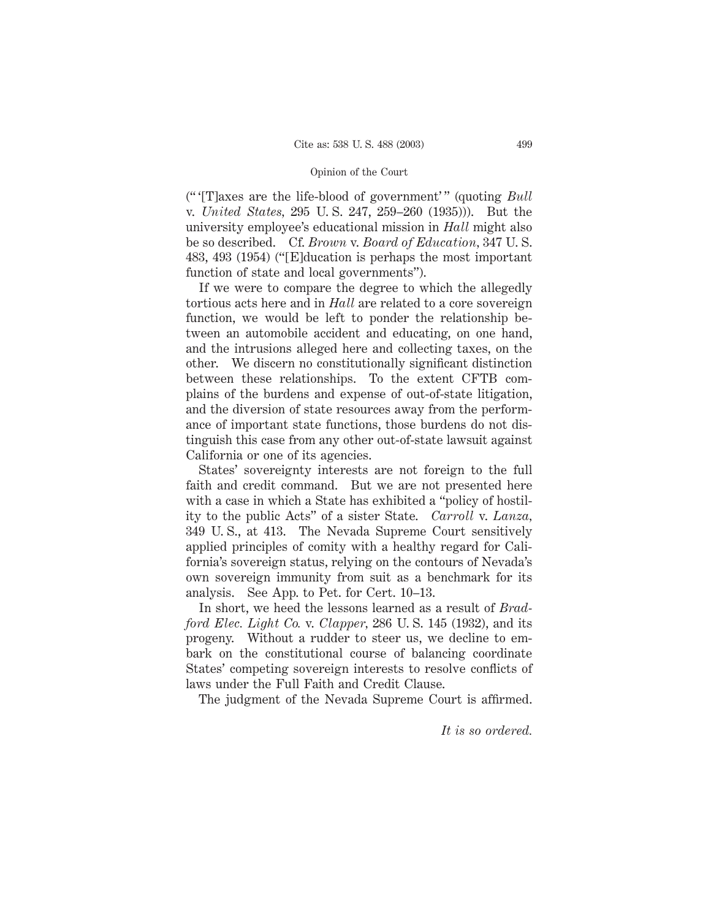("'[T]axes are the life-blood of government'" (quoting *Bull* v. *United States*, 295 U. S. 247, 259–260 (1935))). But the university employee's educational mission in *Hall* might also be so described. Cf. *Brown* v. *Board of Education*, 347 U. S. 483, 493 (1954) ("[E]ducation is perhaps the most important function of state and local governments").

If we were to compare the degree to which the allegedly tortious acts here and in *Hall* are related to a core sovereign function, we would be left to ponder the relationship between an automobile accident and educating, on one hand, and the intrusions alleged here and collecting taxes, on the other. We discern no constitutionally significant distinction between these relationships. To the extent CFTB complains of the burdens and expense of out-of-state litigation, and the diversion of state resources away from the performance of important state functions, those burdens do not distinguish this case from any other out-of-state lawsuit against California or one of its agencies.

States' sovereignty interests are not foreign to the full faith and credit command. But we are not presented here with a case in which a State has exhibited a "policy of hostility to the public Acts" of a sister State. *Carroll* v. *Lanza*, 349 U. S., at 413. The Nevada Supreme Court sensitively applied principles of comity with a healthy regard for California's sovereign status, relying on the contours of Nevada's own sovereign immunity from suit as a benchmark for its analysis. See App. to Pet. for Cert. 10–13.

In short, we heed the lessons learned as a result of *Bradford Elec. Light Co.* v. *Clapper*, 286 U. S. 145 (1932), and its progeny. Without a rudder to steer us, we decline to embark on the constitutional course of balancing coordinate States' competing sovereign interests to resolve conflicts of laws under the Full Faith and Credit Clause.

The judgment of the Nevada Supreme Court is affirmed.

*It is so ordered.*